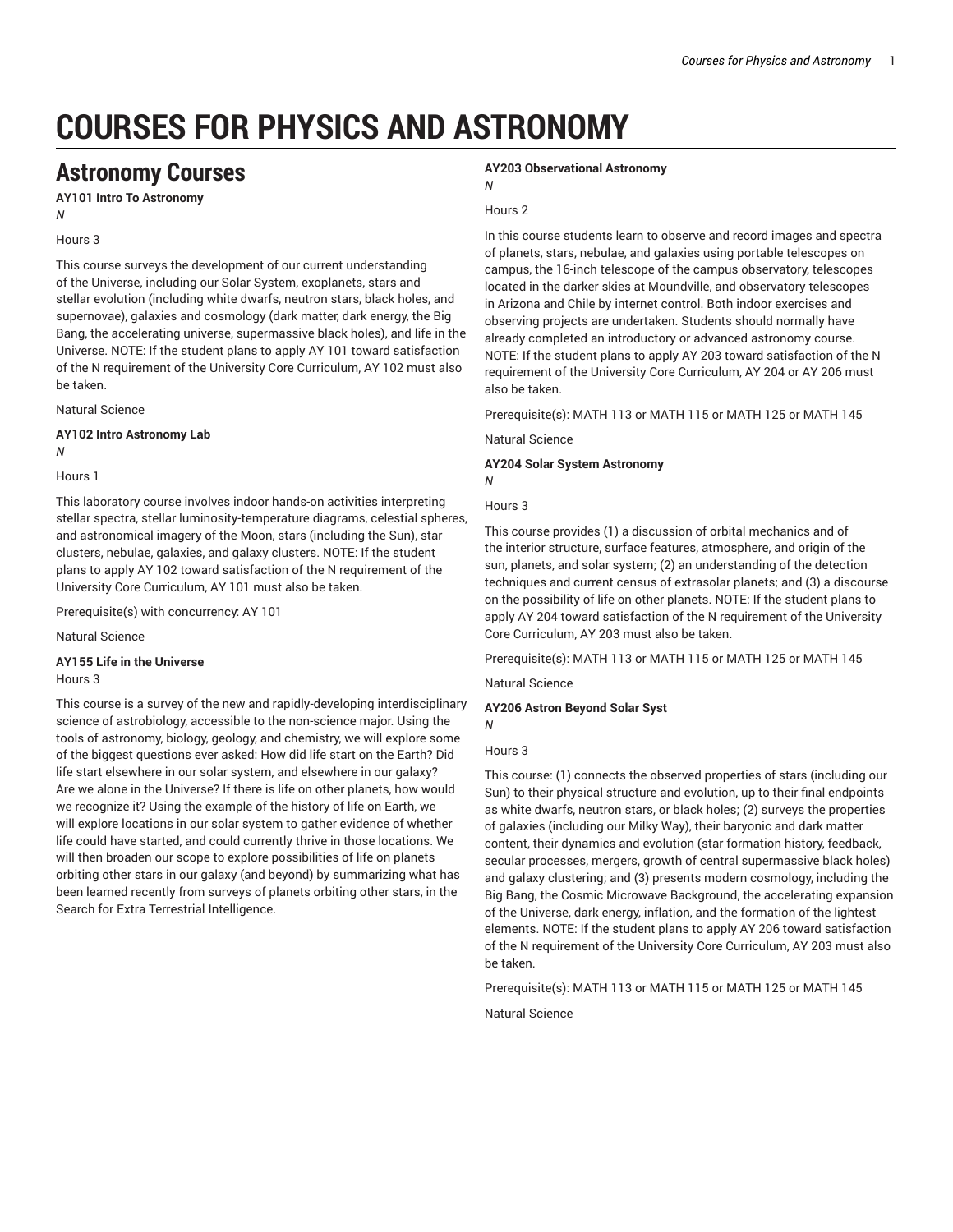# COURSES FOR PHYSICS AND ASTRONOMY

## Astronomy Courses

**AY101 Intro To Astronomy**

*N*

Hours 3

This course surveys the development of our current understanding of the Universe, including our Solar System, exoplanets, stars and stellar evolution (including white dwarfs, neutron stars, black holes, and supernovae), galaxies and cosmology (dark matter, dark energy, the Big Bang, the accelerating universe, supermassive black holes), and life in the Universe. NOTE: If the student plans to apply AY 101 toward satisfaction of the N requirement of the University Core Curriculum, AY 102 must also be taken.

Natural Science

**AY102 Intro Astronomy Lab**

*N*

Hours 1

This laboratory course involves indoor hands-on activities interpreting stellar spectra, stellar luminosity-temperature diagrams, celestial spheres, and astronomical imagery of the Moon, stars (including the Sun), star clusters, nebulae, galaxies, and galaxy clusters. NOTE: If the student plans to apply AY 102 toward satisfaction of the N requirement of the University Core Curriculum, AY 101 must also be taken.

Prerequisite(s) with concurrency: AY 101

Natural Science

**AY155 Life in the Universe**

Hours 3

This course is a survey of the new and rapidly-developing interdisciplinary science of astrobiology, accessible to the non-science major. Using the tools of astronomy, biology, geology, and chemistry, we will explore some of the biggest questions ever asked: How did life start on the Earth? Did life start elsewhere in our solar system, and elsewhere in our galaxy? Are we alone in the Universe? If there is life on other planets, how would we recognize it? Using the example of the history of life on Earth, we will explore locations in our solar system to gather evidence of whether life could have started, and could currently thrive in those locations. We will then broaden our scope to explore possibilities of life on planets orbiting other stars in our galaxy (and beyond) by summarizing what has been learned recently from surveys of planets orbiting other stars, in the Search for Extra Terrestrial Intelligence.

**AY203 Observational Astronomy**

*N*

Hours 2

In this course students learn to observe and record images and spectra of planets, stars, nebulae, and galaxies using portable telescopes on campus, the 16-inch telescope of the campus observatory, telescopes located in the darker skies at Moundville, and observatory telescopes in Arizona and Chile by internet control. Both indoor exercises and observing projects are undertaken. Students should normally have already completed an introductory or advanced astronomy course. NOTE: If the student plans to apply AY 203 toward satisfaction of the N requirement of the University Core Curriculum, AY 204 or AY 206 must also be taken.

Prerequisite(s): MATH 113 or MATH 115 or MATH 125 or MATH 145

Natural Science

**AY204 Solar System Astronomy**

*N*

Hours 3

This course provides (1) a discussion of orbital mechanics and of the interior structure, surface features, atmosphere, and origin of the sun, planets, and solar system; (2) an understanding of the detection techniques and current census of extrasolar planets; and (3) a discourse on the possibility of life on other planets. NOTE: If the student plans to apply AY 204 toward satisfaction of the N requirement of the University Core Curriculum, AY 203 must also be taken.

Prerequisite(s): MATH 113 or MATH 115 or MATH 125 or MATH 145

Natural Science

**AY206 Astron Beyond Solar Syst**

*N*

Hours 3

This course: (1) connects the observed properties of stars (including our Sun) to their physical structure and evolution, up to their final endpoints as white dwarfs, neutron stars, or black holes; (2) surveys the properties of galaxies (including our Milky Way), their baryonic and dark matter content, their dynamics and evolution (star formation history, feedback, secular processes, mergers, growth of central supermassive black holes) and galaxy clustering; and (3) presents modern cosmology, including the Big Bang, the Cosmic Microwave Background, the accelerating expansion of the Universe, dark energy, inflation, and the formation of the lightest elements. NOTE: If the student plans to apply AY 206 toward satisfaction of the N requirement of the University Core Curriculum, AY 203 must also be taken.

Prerequisite(s): MATH 113 or MATH 115 or MATH 125 or MATH 145

Natural Science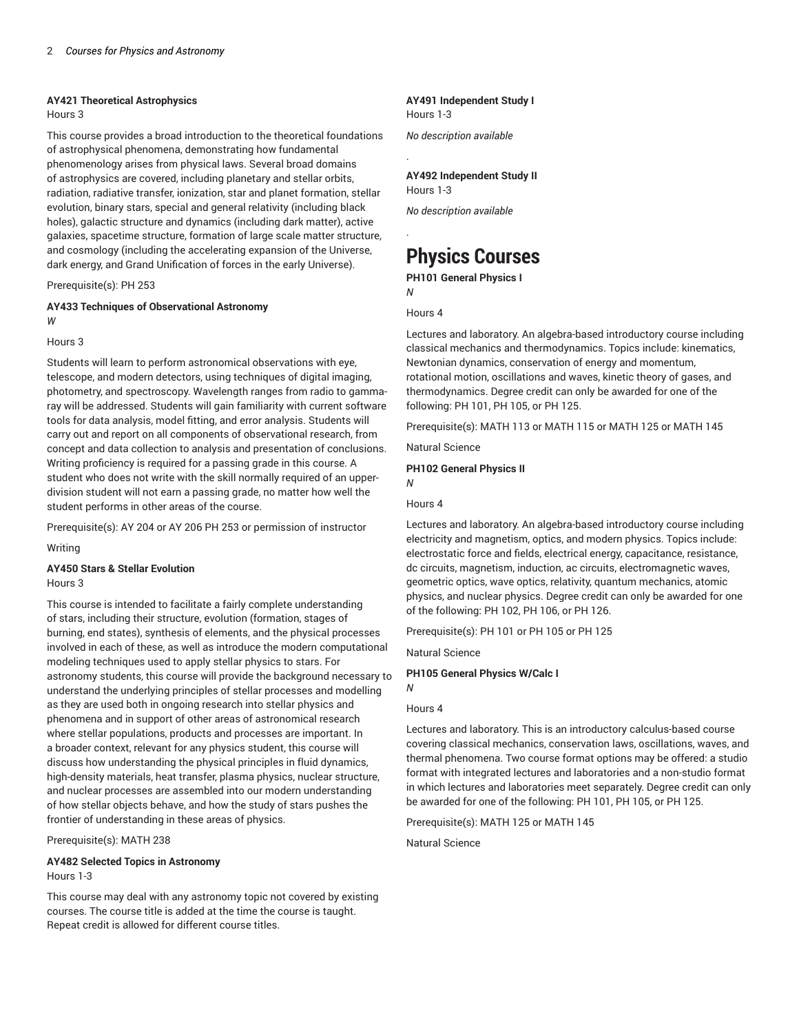**AY421 Theoretical Astrophysics**
Hours 3

This course provides a broad introduction to the theoretical foundations of astrophysical phenomena, demonstrating how fundamental phenomenology arises from physical laws. Several broad domains of astrophysics are covered, including planetary and stellar orbits, radiation, radiative transfer, ionization, star and planet formation, stellar evolution, binary stars, special and general relativity (including black holes), galactic structure and dynamics (including dark matter), active galaxies, spacetime structure, formation of large scale matter structure, and cosmology (including the accelerating expansion of the Universe, dark energy, and Grand Unification of forces in the early Universe).

Prerequisite(s): PH 253

**AY433 Techniques of Observational Astronomy**
*W*

Hours 3

Students will learn to perform astronomical observations with eye, telescope, and modern detectors, using techniques of digital imaging, photometry, and spectroscopy. Wavelength ranges from radio to gamma-ray will be addressed. Students will gain familiarity with current software tools for data analysis, model fitting, and error analysis. Students will carry out and report on all components of observational research, from concept and data collection to analysis and presentation of conclusions. Writing proficiency is required for a passing grade in this course. A student who does not write with the skill normally required of an upper-division student will not earn a passing grade, no matter how well the student performs in other areas of the course.

Prerequisite(s): AY 204 or AY 206 PH 253 or permission of instructor

Writing

**AY450 Stars & Stellar Evolution**
Hours 3

This course is intended to facilitate a fairly complete understanding of stars, including their structure, evolution (formation, stages of burning, end states), synthesis of elements, and the physical processes involved in each of these, as well as introduce the modern computational modeling techniques used to apply stellar physics to stars. For astronomy students, this course will provide the background necessary to understand the underlying principles of stellar processes and modelling as they are used both in ongoing research into stellar physics and phenomena and in support of other areas of astronomical research where stellar populations, products and processes are important. In a broader context, relevant for any physics student, this course will discuss how understanding the physical principles in fluid dynamics, high-density materials, heat transfer, plasma physics, nuclear structure, and nuclear processes are assembled into our modern understanding of how stellar objects behave, and how the study of stars pushes the frontier of understanding in these areas of physics.

Prerequisite(s): MATH 238

**AY482 Selected Topics in Astronomy**
Hours 1-3

This course may deal with any astronomy topic not covered by existing courses. The course title is added at the time the course is taught. Repeat credit is allowed for different course titles.

**AY491 Independent Study I**
Hours 1-3

*No description available*

.

**AY492 Independent Study II**
Hours 1-3

*No description available*

.

# Physics Courses

**PH101 General Physics I**
*N*

Hours 4

Lectures and laboratory. An algebra-based introductory course including classical mechanics and thermodynamics. Topics include: kinematics, Newtonian dynamics, conservation of energy and momentum, rotational motion, oscillations and waves, kinetic theory of gases, and thermodynamics. Degree credit can only be awarded for one of the following: PH 101, PH 105, or PH 125.

Prerequisite(s): MATH 113 or MATH 115 or MATH 125 or MATH 145

Natural Science

**PH102 General Physics II**
*N*

Hours 4

Lectures and laboratory. An algebra-based introductory course including electricity and magnetism, optics, and modern physics. Topics include: electrostatic force and fields, electrical energy, capacitance, resistance, dc circuits, magnetism, induction, ac circuits, electromagnetic waves, geometric optics, wave optics, relativity, quantum mechanics, atomic physics, and nuclear physics. Degree credit can only be awarded for one of the following: PH 102, PH 106, or PH 126.

Prerequisite(s): PH 101 or PH 105 or PH 125

Natural Science

**PH105 General Physics W/Calc I**
*N*

Hours 4

Lectures and laboratory. This is an introductory calculus-based course covering classical mechanics, conservation laws, oscillations, waves, and thermal phenomena. Two course format options may be offered: a studio format with integrated lectures and laboratories and a non-studio format in which lectures and laboratories meet separately. Degree credit can only be awarded for one of the following: PH 101, PH 105, or PH 125.

Prerequisite(s): MATH 125 or MATH 145

Natural Science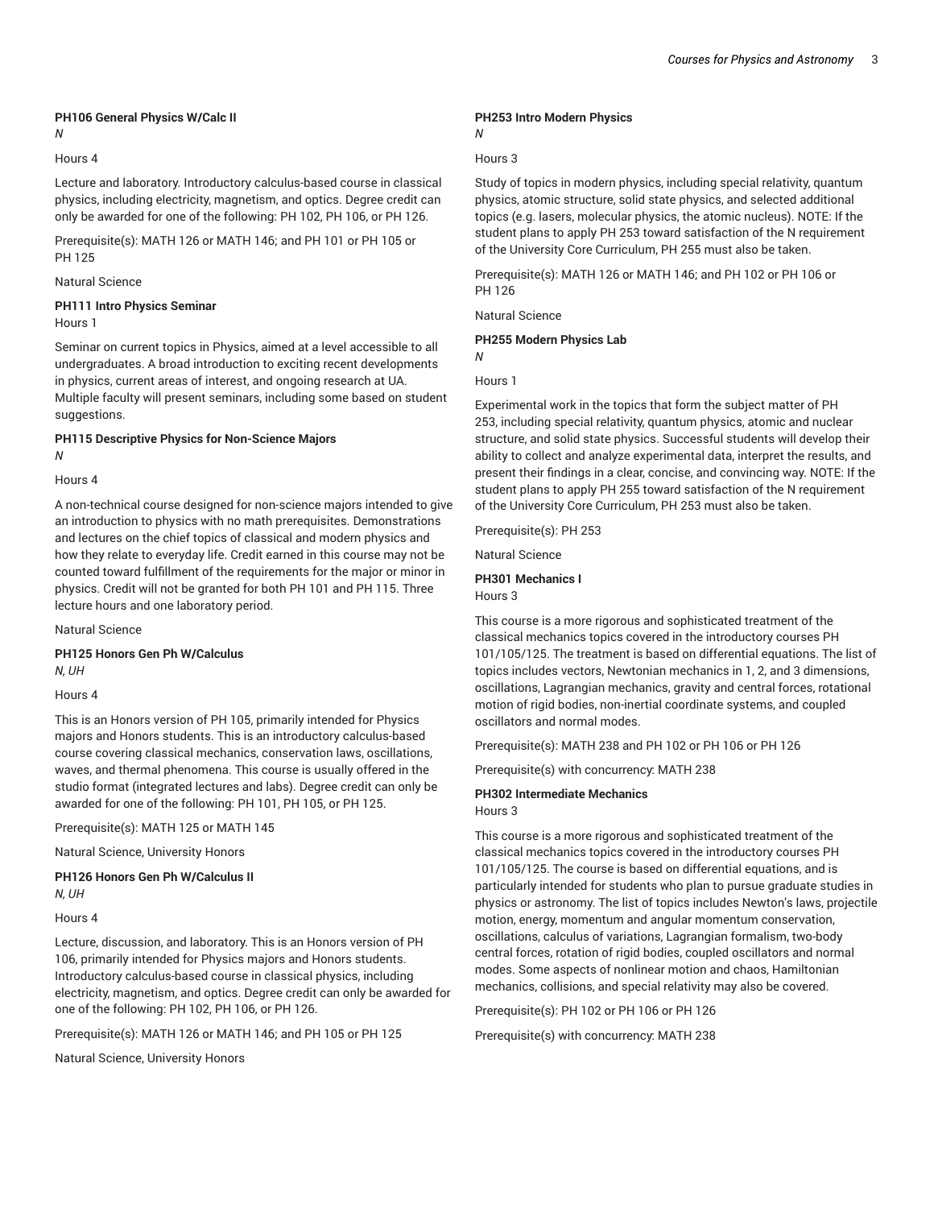**PH106 General Physics W/Calc II**

*N*

Hours 4

Lecture and laboratory. Introductory calculus-based course in classical physics, including electricity, magnetism, and optics. Degree credit can only be awarded for one of the following: PH 102, PH 106, or PH 126.

Prerequisite(s): MATH 126 or MATH 146; and PH 101 or PH 105 or PH 125

Natural Science

**PH111 Intro Physics Seminar**

Hours 1

Seminar on current topics in Physics, aimed at a level accessible to all undergraduates. A broad introduction to exciting recent developments in physics, current areas of interest, and ongoing research at UA. Multiple faculty will present seminars, including some based on student suggestions.

**PH115 Descriptive Physics for Non-Science Majors**

*N*

Hours 4

A non-technical course designed for non-science majors intended to give an introduction to physics with no math prerequisites. Demonstrations and lectures on the chief topics of classical and modern physics and how they relate to everyday life. Credit earned in this course may not be counted toward fulfillment of the requirements for the major or minor in physics. Credit will not be granted for both PH 101 and PH 115. Three lecture hours and one laboratory period.

Natural Science

**PH125 Honors Gen Ph W/Calculus**

*N, UH*

Hours 4

This is an Honors version of PH 105, primarily intended for Physics majors and Honors students. This is an introductory calculus-based course covering classical mechanics, conservation laws, oscillations, waves, and thermal phenomena. This course is usually offered in the studio format (integrated lectures and labs). Degree credit can only be awarded for one of the following: PH 101, PH 105, or PH 125.

Prerequisite(s): MATH 125 or MATH 145

Natural Science, University Honors

**PH126 Honors Gen Ph W/Calculus II**

*N, UH*

Hours 4

Lecture, discussion, and laboratory. This is an Honors version of PH 106, primarily intended for Physics majors and Honors students. Introductory calculus-based course in classical physics, including electricity, magnetism, and optics. Degree credit can only be awarded for one of the following: PH 102, PH 106, or PH 126.

Prerequisite(s): MATH 126 or MATH 146; and PH 105 or PH 125

Natural Science, University Honors

**PH253 Intro Modern Physics**

*N*

Hours 3

Study of topics in modern physics, including special relativity, quantum physics, atomic structure, solid state physics, and selected additional topics (e.g. lasers, molecular physics, the atomic nucleus). NOTE: If the student plans to apply PH 253 toward satisfaction of the N requirement of the University Core Curriculum, PH 255 must also be taken.

Prerequisite(s): MATH 126 or MATH 146; and PH 102 or PH 106 or PH 126

Natural Science

**PH255 Modern Physics Lab**

*N*

Hours 1

Experimental work in the topics that form the subject matter of PH 253, including special relativity, quantum physics, atomic and nuclear structure, and solid state physics. Successful students will develop their ability to collect and analyze experimental data, interpret the results, and present their findings in a clear, concise, and convincing way. NOTE: If the student plans to apply PH 255 toward satisfaction of the N requirement of the University Core Curriculum, PH 253 must also be taken.

Prerequisite(s): PH 253

Natural Science

**PH301 Mechanics I**

Hours 3

This course is a more rigorous and sophisticated treatment of the classical mechanics topics covered in the introductory courses PH 101/105/125. The treatment is based on differential equations. The list of topics includes vectors, Newtonian mechanics in 1, 2, and 3 dimensions, oscillations, Lagrangian mechanics, gravity and central forces, rotational motion of rigid bodies, non-inertial coordinate systems, and coupled oscillators and normal modes.

Prerequisite(s): MATH 238 and PH 102 or PH 106 or PH 126

Prerequisite(s) with concurrency: MATH 238

**PH302 Intermediate Mechanics**

Hours 3

This course is a more rigorous and sophisticated treatment of the classical mechanics topics covered in the introductory courses PH 101/105/125. The course is based on differential equations, and is particularly intended for students who plan to pursue graduate studies in physics or astronomy. The list of topics includes Newton's laws, projectile motion, energy, momentum and angular momentum conservation, oscillations, calculus of variations, Lagrangian formalism, two-body central forces, rotation of rigid bodies, coupled oscillators and normal modes. Some aspects of nonlinear motion and chaos, Hamiltonian mechanics, collisions, and special relativity may also be covered.

Prerequisite(s): PH 102 or PH 106 or PH 126

Prerequisite(s) with concurrency: MATH 238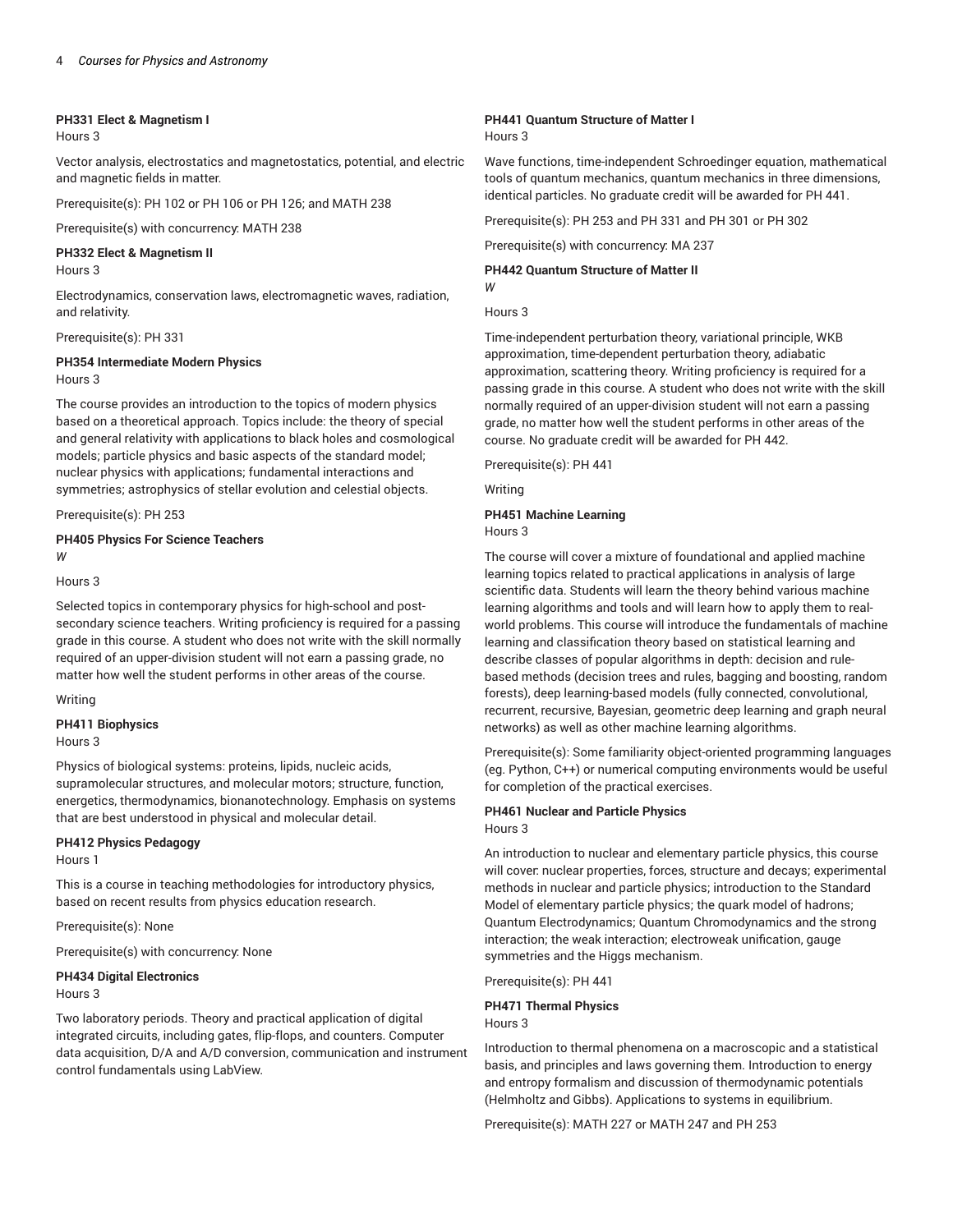#### PH331 Elect & Magnetism I

Hours 3

Vector analysis, electrostatics and magnetostatics, potential, and electric and magnetic fields in matter.

Prerequisite(s): PH 102 or PH 106 or PH 126; and MATH 238

Prerequisite(s) with concurrency: MATH 238

#### PH332 Elect & Magnetism II

Hours 3

Electrodynamics, conservation laws, electromagnetic waves, radiation, and relativity.

Prerequisite(s): PH 331

#### PH354 Intermediate Modern Physics

Hours 3

The course provides an introduction to the topics of modern physics based on a theoretical approach. Topics include: the theory of special and general relativity with applications to black holes and cosmological models; particle physics and basic aspects of the standard model; nuclear physics with applications; fundamental interactions and symmetries; astrophysics of stellar evolution and celestial objects.

Prerequisite(s): PH 253

#### PH405 Physics For Science Teachers

*W*

Hours 3

Selected topics in contemporary physics for high-school and post-secondary science teachers. Writing proficiency is required for a passing grade in this course. A student who does not write with the skill normally required of an upper-division student will not earn a passing grade, no matter how well the student performs in other areas of the course.

Writing

#### PH411 Biophysics

Hours 3

Physics of biological systems: proteins, lipids, nucleic acids, supramolecular structures, and molecular motors; structure, function, energetics, thermodynamics, bionanotechnology. Emphasis on systems that are best understood in physical and molecular detail.

#### PH412 Physics Pedagogy

Hours 1

This is a course in teaching methodologies for introductory physics, based on recent results from physics education research.

Prerequisite(s): None

Prerequisite(s) with concurrency: None

#### PH434 Digital Electronics

Hours 3

Two laboratory periods. Theory and practical application of digital integrated circuits, including gates, flip-flops, and counters. Computer data acquisition, D/A and A/D conversion, communication and instrument control fundamentals using LabView.

#### PH441 Quantum Structure of Matter I

Hours 3

Wave functions, time-independent Schroedinger equation, mathematical tools of quantum mechanics, quantum mechanics in three dimensions, identical particles. No graduate credit will be awarded for PH 441.

Prerequisite(s): PH 253 and PH 331 and PH 301 or PH 302

Prerequisite(s) with concurrency: MA 237

#### PH442 Quantum Structure of Matter II

*W*

Hours 3

Time-independent perturbation theory, variational principle, WKB approximation, time-dependent perturbation theory, adiabatic approximation, scattering theory. Writing proficiency is required for a passing grade in this course. A student who does not write with the skill normally required of an upper-division student will not earn a passing grade, no matter how well the student performs in other areas of the course. No graduate credit will be awarded for PH 442.

Prerequisite(s): PH 441

Writing

#### PH451 Machine Learning

Hours 3

The course will cover a mixture of foundational and applied machine learning topics related to practical applications in analysis of large scientific data. Students will learn the theory behind various machine learning algorithms and tools and will learn how to apply them to real-world problems. This course will introduce the fundamentals of machine learning and classification theory based on statistical learning and describe classes of popular algorithms in depth: decision and rule-based methods (decision trees and rules, bagging and boosting, random forests), deep learning-based models (fully connected, convolutional, recurrent, recursive, Bayesian, geometric deep learning and graph neural networks) as well as other machine learning algorithms.

Prerequisite(s): Some familiarity object-oriented programming languages (eg. Python, C++) or numerical computing environments would be useful for completion of the practical exercises.

#### PH461 Nuclear and Particle Physics

Hours 3

An introduction to nuclear and elementary particle physics, this course will cover: nuclear properties, forces, structure and decays; experimental methods in nuclear and particle physics; introduction to the Standard Model of elementary particle physics; the quark model of hadrons; Quantum Electrodynamics; Quantum Chromodynamics and the strong interaction; the weak interaction; electroweak unification, gauge symmetries and the Higgs mechanism.

Prerequisite(s): PH 441

#### PH471 Thermal Physics

Hours 3

Introduction to thermal phenomena on a macroscopic and a statistical basis, and principles and laws governing them. Introduction to energy and entropy formalism and discussion of thermodynamic potentials (Helmholtz and Gibbs). Applications to systems in equilibrium.

Prerequisite(s): MATH 227 or MATH 247 and PH 253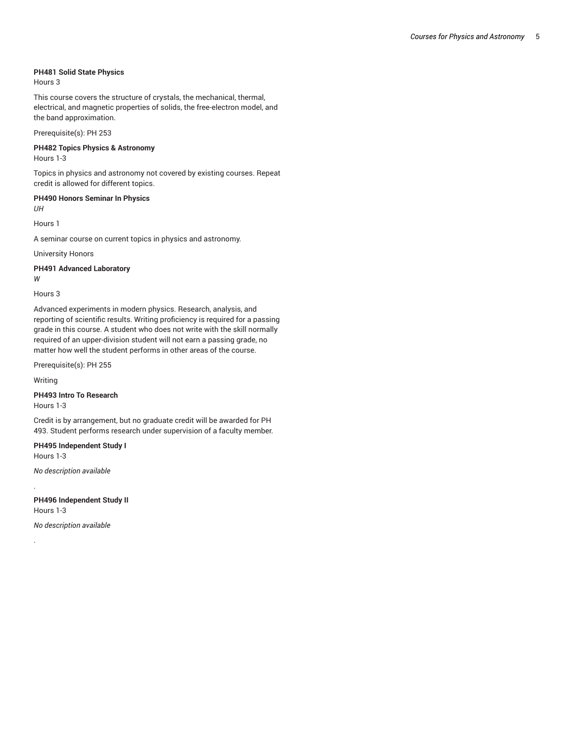**PH481 Solid State Physics**
Hours 3

This course covers the structure of crystals, the mechanical, thermal, electrical, and magnetic properties of solids, the free-electron model, and the band approximation.

Prerequisite(s): PH 253

**PH482 Topics Physics & Astronomy**
Hours 1-3

Topics in physics and astronomy not covered by existing courses. Repeat credit is allowed for different topics.

**PH490 Honors Seminar In Physics**
*UH*

Hours 1

A seminar course on current topics in physics and astronomy.

University Honors

**PH491 Advanced Laboratory**
*W*

Hours 3

Advanced experiments in modern physics. Research, analysis, and reporting of scientific results. Writing proficiency is required for a passing grade in this course. A student who does not write with the skill normally required of an upper-division student will not earn a passing grade, no matter how well the student performs in other areas of the course.

Prerequisite(s): PH 255

Writing

**PH493 Intro To Research**
Hours 1-3

Credit is by arrangement, but no graduate credit will be awarded for PH 493. Student performs research under supervision of a faculty member.

**PH495 Independent Study I**
Hours 1-3

*No description available*

.

**PH496 Independent Study II**
Hours 1-3

*No description available*

.